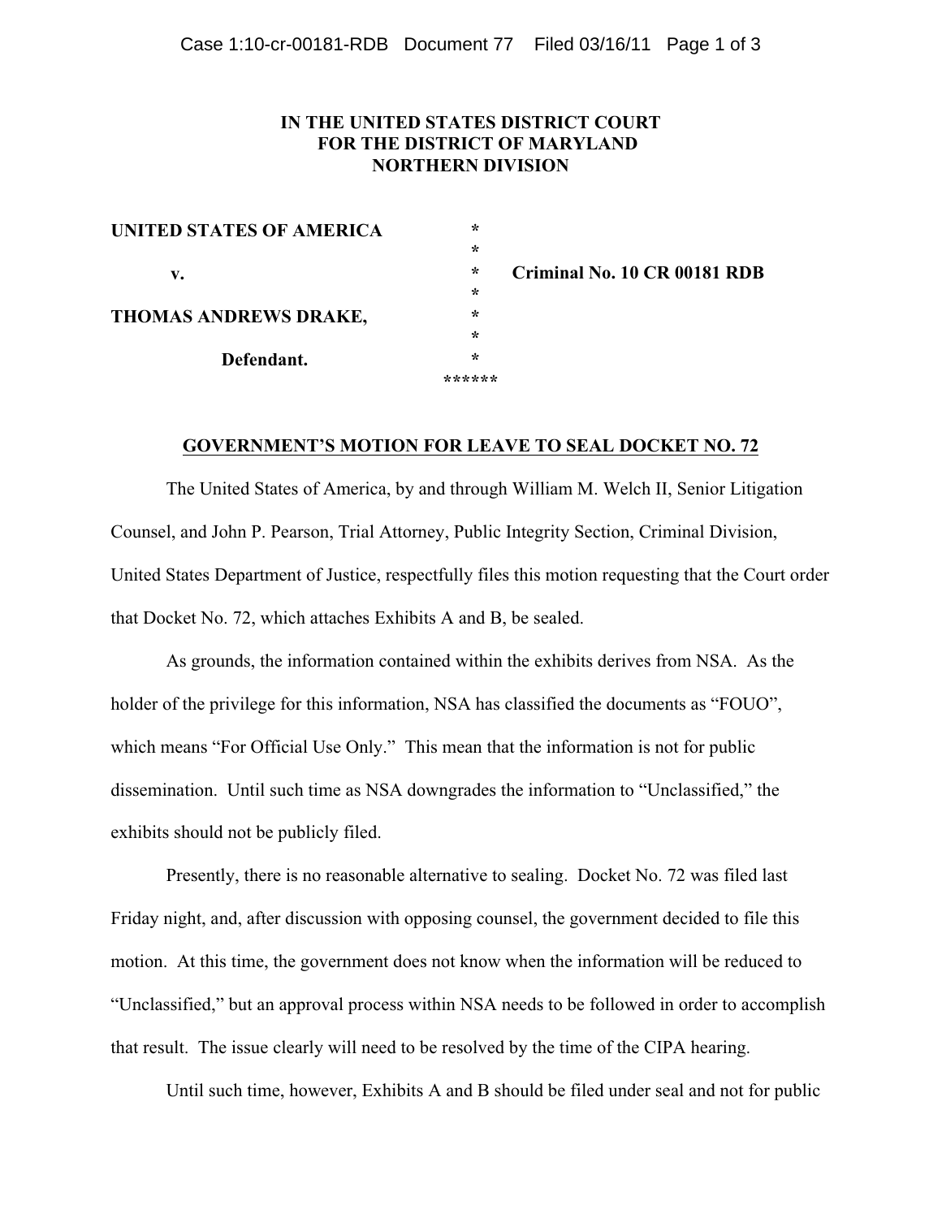**IN THE UNITED STATES DISTRICT COURT**
**FOR THE DISTRICT OF MARYLAND**
**NORTHERN DIVISION**

| | | |
|---|---|---|
| **UNITED STATES OF AMERICA** | * | |
| | * | |
| **v.** | * | **Criminal No. 10 CR 00181 RDB** |
| | * | |
| **THOMAS ANDREWS DRAKE,** | * | |
| | * | |
| **Defendant.** | * | |
| | ****** | |

## GOVERNMENT'S MOTION FOR LEAVE TO SEAL DOCKET NO. 72

The United States of America, by and through William M. Welch II, Senior Litigation Counsel, and John P. Pearson, Trial Attorney, Public Integrity Section, Criminal Division, United States Department of Justice, respectfully files this motion requesting that the Court order that Docket No. 72, which attaches Exhibits A and B, be sealed.

As grounds, the information contained within the exhibits derives from NSA. As the holder of the privilege for this information, NSA has classified the documents as "FOUO", which means "For Official Use Only." This mean that the information is not for public dissemination. Until such time as NSA downgrades the information to "Unclassified," the exhibits should not be publicly filed.

Presently, there is no reasonable alternative to sealing. Docket No. 72 was filed last Friday night, and, after discussion with opposing counsel, the government decided to file this motion. At this time, the government does not know when the information will be reduced to "Unclassified," but an approval process within NSA needs to be followed in order to accomplish that result. The issue clearly will need to be resolved by the time of the CIPA hearing.

Until such time, however, Exhibits A and B should be filed under seal and not for public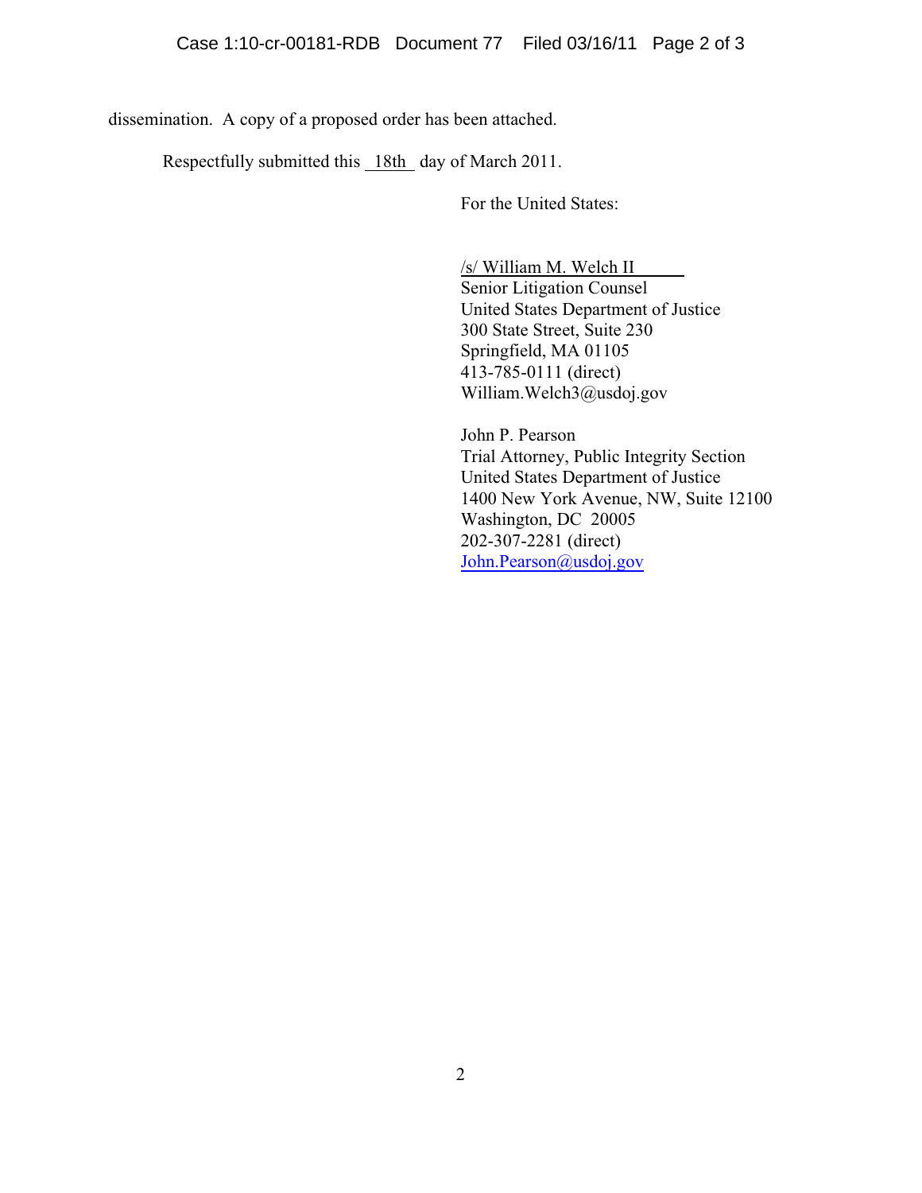dissemination. A copy of a proposed order has been attached.

Respectfully submitted this 18th day of March 2011.

For the United States:

/s/ William M. Welch II
Senior Litigation Counsel
United States Department of Justice
300 State Street, Suite 230
Springfield, MA 01105
413-785-0111 (direct)
William.Welch3@usdoj.gov

John P. Pearson
Trial Attorney, Public Integrity Section
United States Department of Justice
1400 New York Avenue, NW, Suite 12100
Washington, DC 20005
202-307-2281 (direct)
John.Pearson@usdoj.gov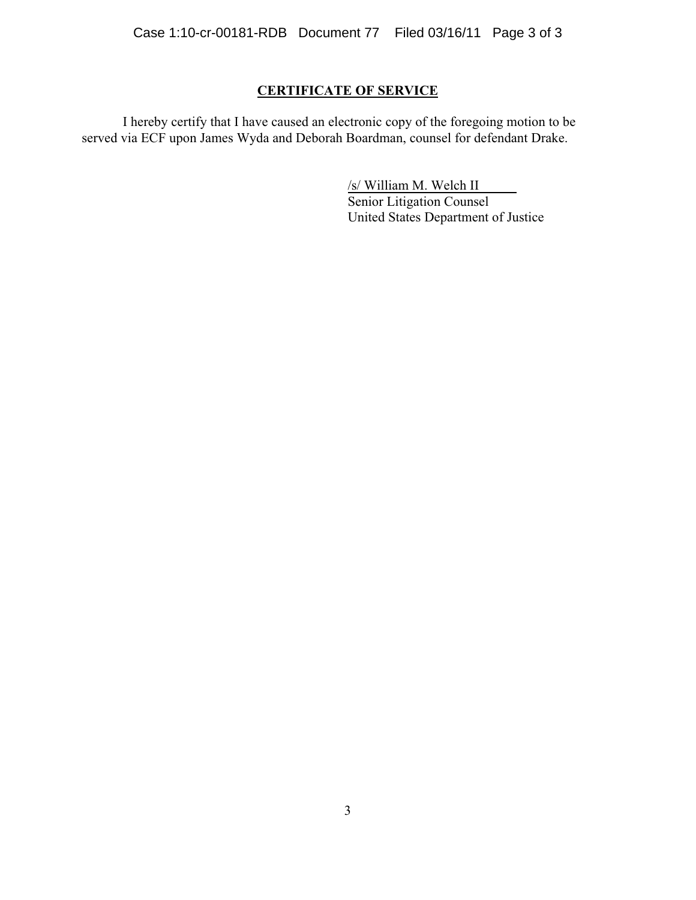**CERTIFICATE OF SERVICE**

I hereby certify that I have caused an electronic copy of the foregoing motion to be served via ECF upon James Wyda and Deborah Boardman, counsel for defendant Drake.

/s/ William M. Welch II
Senior Litigation Counsel
United States Department of Justice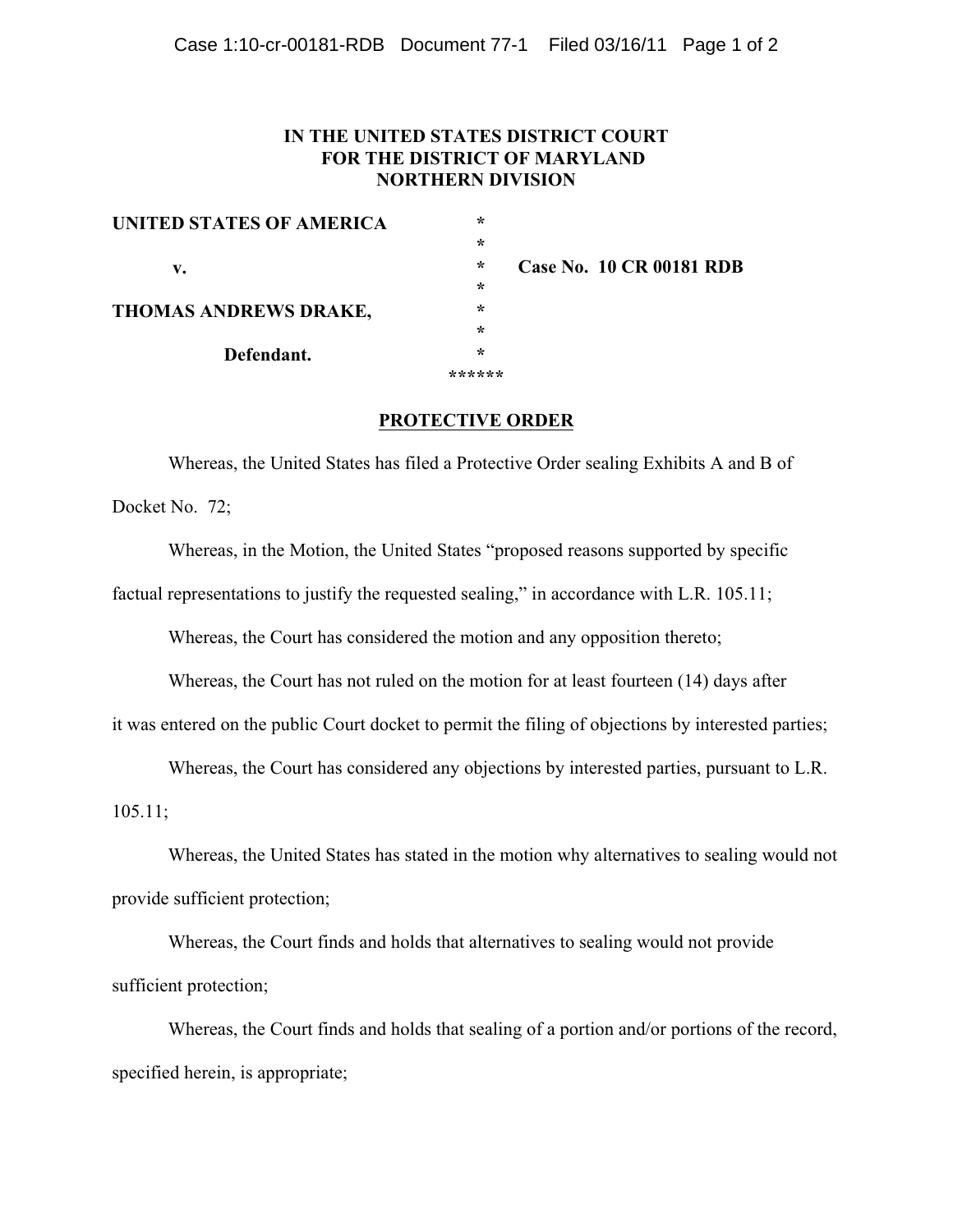**IN THE UNITED STATES DISTRICT COURT**
**FOR THE DISTRICT OF MARYLAND**
**NORTHERN DIVISION**

| | | |
|---|---|---|
| **UNITED STATES OF AMERICA** | * | |
| | * | |
| **v.** | * | **Case No. 10 CR 00181 RDB** |
| | * | |
| **THOMAS ANDREWS DRAKE,** | * | |
| | * | |
| **Defendant.** | * | |
| | ****** | |

**PROTECTIVE ORDER**

Whereas, the United States has filed a Protective Order sealing Exhibits A and B of Docket No. 72;

Whereas, in the Motion, the United States "proposed reasons supported by specific factual representations to justify the requested sealing," in accordance with L.R. 105.11;

Whereas, the Court has considered the motion and any opposition thereto;

Whereas, the Court has not ruled on the motion for at least fourteen (14) days after it was entered on the public Court docket to permit the filing of objections by interested parties;

Whereas, the Court has considered any objections by interested parties, pursuant to L.R. 105.11;

Whereas, the United States has stated in the motion why alternatives to sealing would not provide sufficient protection;

Whereas, the Court finds and holds that alternatives to sealing would not provide sufficient protection;

Whereas, the Court finds and holds that sealing of a portion and/or portions of the record, specified herein, is appropriate;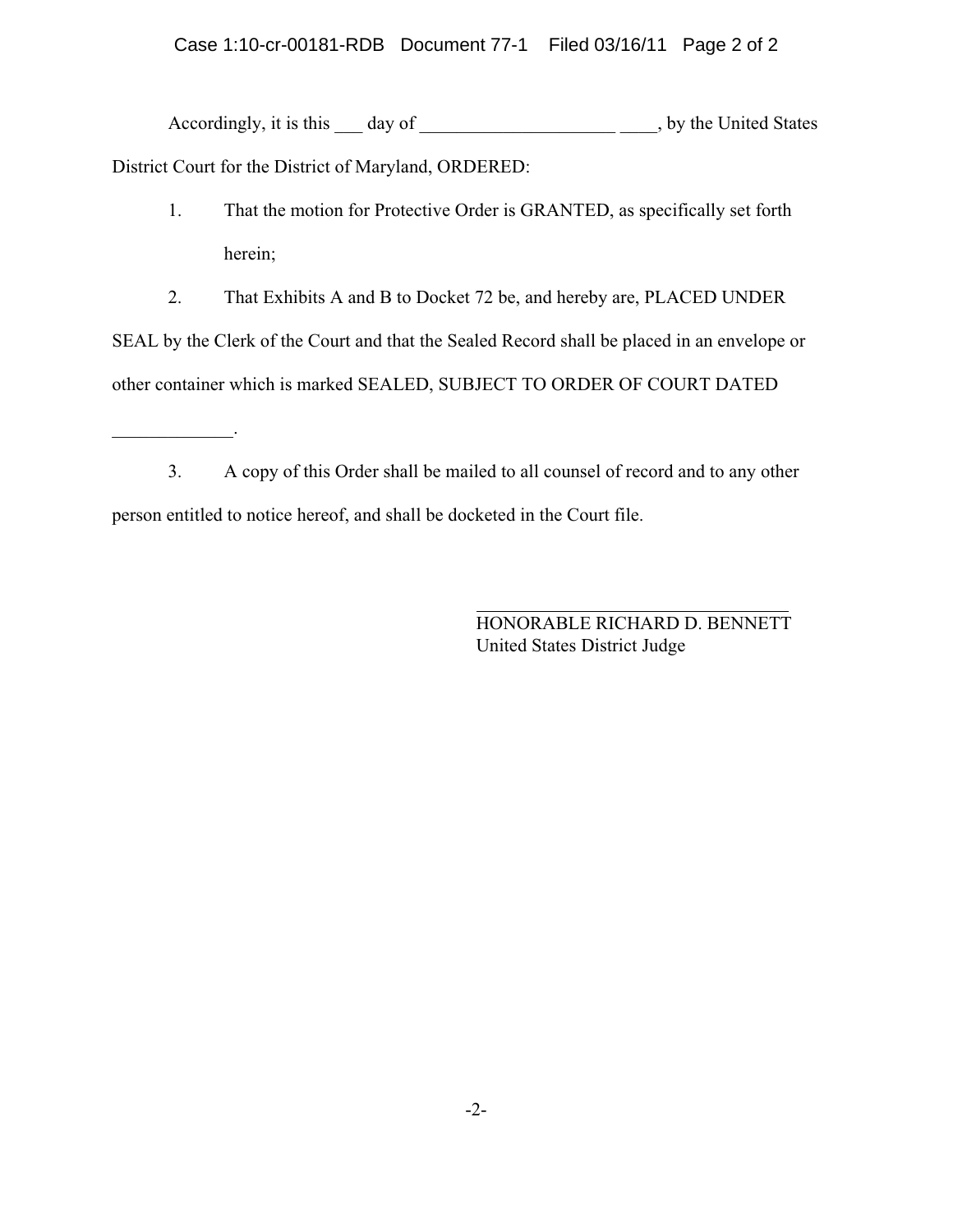Accordingly, it is this ___ day of _____________________ ____, by the United States District Court for the District of Maryland, ORDERED:

1. That the motion for Protective Order is GRANTED, as specifically set forth herein;

2. That Exhibits A and B to Docket 72 be, and hereby are, PLACED UNDER SEAL by the Clerk of the Court and that the Sealed Record shall be placed in an envelope or other container which is marked SEALED, SUBJECT TO ORDER OF COURT DATED _____________.

3. A copy of this Order shall be mailed to all counsel of record and to any other person entitled to notice hereof, and shall be docketed in the Court file.

_________________________________
HONORABLE RICHARD D. BENNETT
United States District Judge